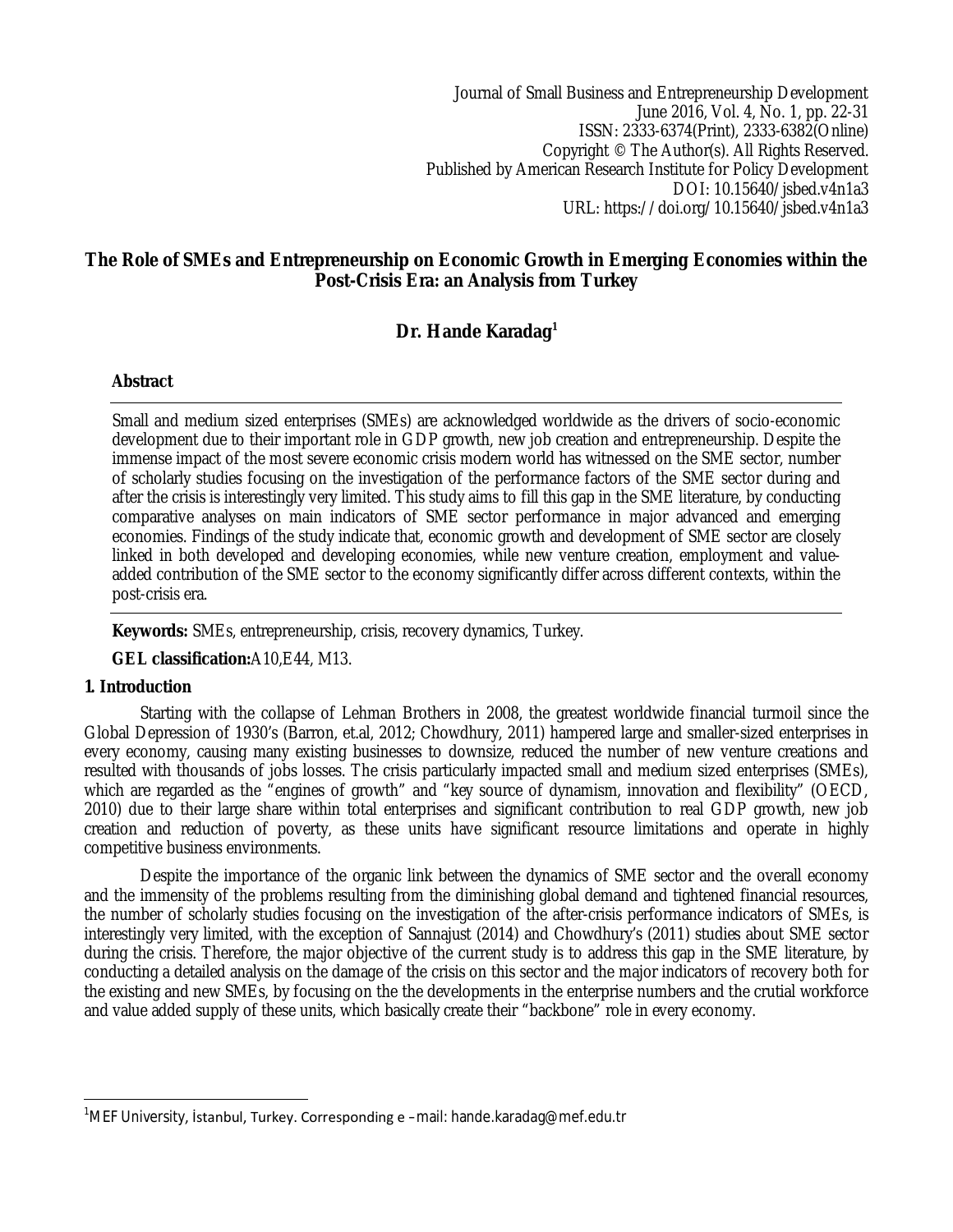Journal of Small Business and Entrepreneurship Development
June 2016, Vol. 4, No. 1, pp. 22-31
ISSN: 2333-6374(Print), 2333-6382(Online)
Copyright © The Author(s). All Rights Reserved.
Published by American Research Institute for Policy Development
DOI: 10.15640/jsbed.v4n1a3
URL: https://doi.org/10.15640/jsbed.v4n1a3

# The Role of SMEs and Entrepreneurship on Economic Growth in Emerging Economies within the Post-Crisis Era: an Analysis from Turkey

**Dr. Hande Karadag[1]**

## Abstract

Small and medium sized enterprises (SMEs) are acknowledged worldwide as the drivers of socio-economic development due to their important role in GDP growth, new job creation and entrepreneurship. Despite the immense impact of the most severe economic crisis modern world has witnessed on the SME sector, number of scholarly studies focusing on the investigation of the performance factors of the SME sector during and after the crisis is interestingly very limited. This study aims to fill this gap in the SME literature, by conducting comparative analyses on main indicators of SME sector performance in major advanced and emerging economies. Findings of the study indicate that, economic growth and development of SME sector are closely linked in both developed and developing economies, while new venture creation, employment and value-added contribution of the SME sector to the economy significantly differ across different contexts, within the post-crisis era.

**Keywords:** SMEs, entrepreneurship, crisis, recovery dynamics, Turkey.

**GEL classification:**A10,E44, M13.

## 1. Introduction

Starting with the collapse of Lehman Brothers in 2008, the greatest worldwide financial turmoil since the Global Depression of 1930's (Barron, et.al, 2012; Chowdhury, 2011) hampered large and smaller-sized enterprises in every economy, causing many existing businesses to downsize, reduced the number of new venture creations and resulted with thousands of jobs losses. The crisis particularly impacted small and medium sized enterprises (SMEs), which are regarded as the "engines of growth" and "key source of dynamism, innovation and flexibility" (OECD, 2010) due to their large share within total enterprises and significant contribution to real GDP growth, new job creation and reduction of poverty, as these units have significant resource limitations and operate in highly competitive business environments.

Despite the importance of the organic link between the dynamics of SME sector and the overall economy and the immensity of the problems resulting from the diminishing global demand and tightened financial resources, the number of scholarly studies focusing on the investigation of the after-crisis performance indicators of SMEs, is interestingly very limited, with the exception of Sannajust (2014) and Chowdhury's (2011) studies about SME sector during the crisis. Therefore, the major objective of the current study is to address this gap in the SME literature, by conducting a detailed analysis on the damage of the crisis on this sector and the major indicators of recovery both for the existing and new SMEs, by focusing on the the developments in the enterprise numbers and the crutial workforce and value added supply of these units, which basically create their "backbone" role in every economy.

[1] MEF University, İstanbul, Turkey. Corresponding e –mail: hande.karadag@mef.edu.tr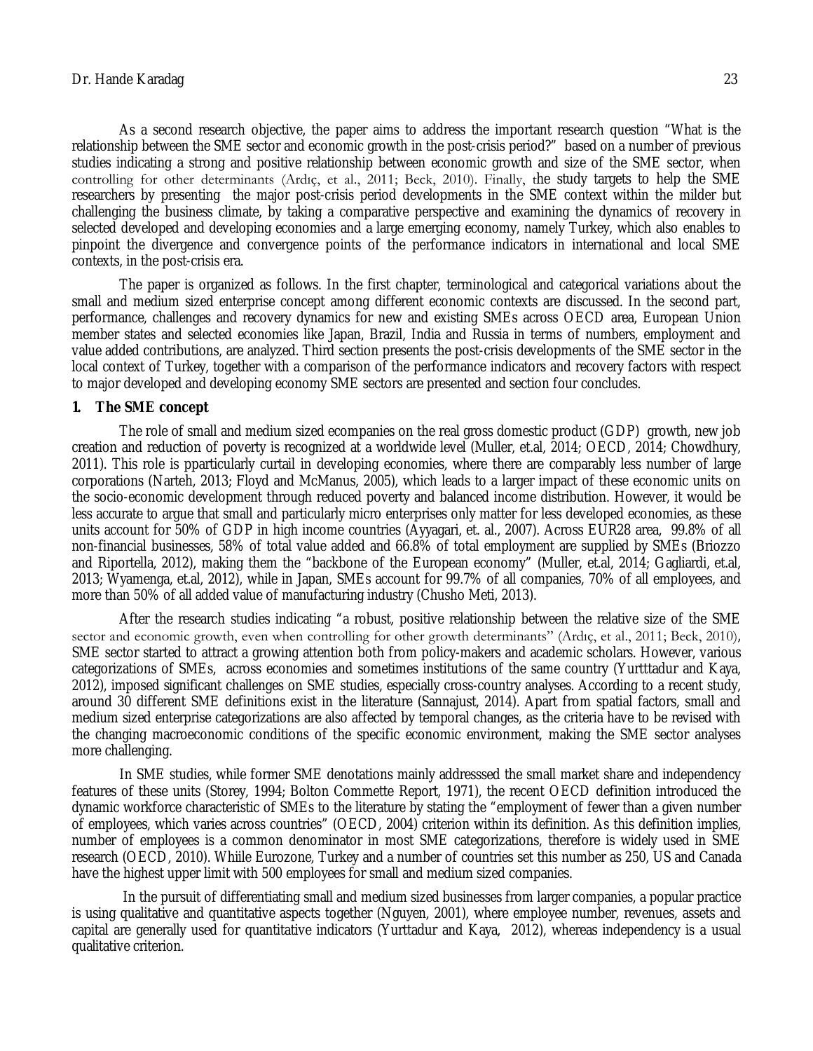As a second research objective, the paper aims to address the important research question "What is the relationship between the SME sector and economic growth in the post-crisis period?" based on a number of previous studies indicating a strong and positive relationship between economic growth and size of the SME sector, when controlling for other determinants (Ardıç, et al., 2011; Beck, 2010). Finally, the study targets to help the SME researchers by presenting the major post-crisis period developments in the SME context within the milder but challenging the business climate, by taking a comparative perspective and examining the dynamics of recovery in selected developed and developing economies and a large emerging economy, namely Turkey, which also enables to pinpoint the divergence and convergence points of the performance indicators in international and local SME contexts, in the post-crisis era.

The paper is organized as follows. In the first chapter, terminological and categorical variations about the small and medium sized enterprise concept among different economic contexts are discussed. In the second part, performance, challenges and recovery dynamics for new and existing SMEs across OECD area, European Union member states and selected economies like Japan, Brazil, India and Russia in terms of numbers, employment and value added contributions, are analyzed. Third section presents the post-crisis developments of the SME sector in the local context of Turkey, together with a comparison of the performance indicators and recovery factors with respect to major developed and developing economy SME sectors are presented and section four concludes.

## 1. The SME concept

The role of small and medium sized ecompanies on the real gross domestic product (GDP) growth, new job creation and reduction of poverty is recognized at a worldwide level (Muller, et.al, 2014; OECD, 2014; Chowdhury, 2011). This role is pparticularly curtail in developing economies, where there are comparably less number of large corporations (Narteh, 2013; Floyd and McManus, 2005), which leads to a larger impact of these economic units on the socio-economic development through reduced poverty and balanced income distribution. However, it would be less accurate to argue that small and particularly micro enterprises only matter for less developed economies, as these units account for 50% of GDP in high income countries (Ayyagari, et. al., 2007). Across EUR28 area, 99.8% of all non-financial businesses, 58% of total value added and 66.8% of total employment are supplied by SMEs (Briozzo and Riportella, 2012), making them the "backbone of the European economy" (Muller, et.al, 2014; Gagliardi, et.al, 2013; Wyamenga, et.al, 2012), while in Japan, SMEs account for 99.7% of all companies, 70% of all employees, and more than 50% of all added value of manufacturing industry (Chusho Meti, 2013).

After the research studies indicating "a robust, positive relationship between the relative size of the SME sector and economic growth, even when controlling for other growth determinants" (Ardıç, et al., 2011; Beck, 2010), SME sector started to attract a growing attention both from policy-makers and academic scholars. However, various categorizations of SMEs, across economies and sometimes institutions of the same country (Yurtttadur and Kaya, 2012), imposed significant challenges on SME studies, especially cross-country analyses. According to a recent study, around 30 different SME definitions exist in the literature (Sannajust, 2014). Apart from spatial factors, small and medium sized enterprise categorizations are also affected by temporal changes, as the criteria have to be revised with the changing macroeconomic conditions of the specific economic environment, making the SME sector analyses more challenging.

In SME studies, while former SME denotations mainly addresssed the small market share and independency features of these units (Storey, 1994; Bolton Commette Report, 1971), the recent OECD definition introduced the dynamic workforce characteristic of SMEs to the literature by stating the "employment of fewer than a given number of employees, which varies across countries" (OECD, 2004) criterion within its definition. As this definition implies, number of employees is a common denominator in most SME categorizations, therefore is widely used in SME research (OECD, 2010). Whiile Eurozone, Turkey and a number of countries set this number as 250, US and Canada have the highest upper limit with 500 employees for small and medium sized companies.

In the pursuit of differentiating small and medium sized businesses from larger companies, a popular practice is using qualitative and quantitative aspects together (Nguyen, 2001), where employee number, revenues, assets and capital are generally used for quantitative indicators (Yurttadur and Kaya, 2012), whereas independency is a usual qualitative criterion.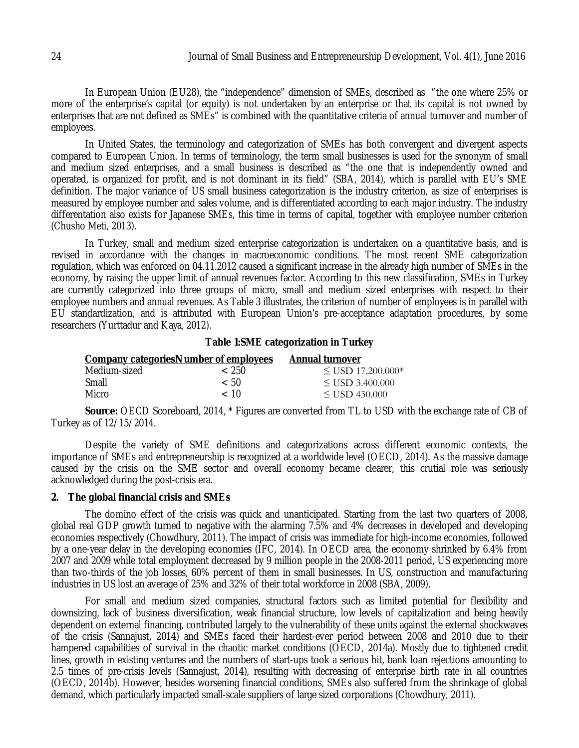In European Union (EU28), the "independence" dimension of SMEs, described as "the one where 25% or more of the enterprise's capital (or equity) is not undertaken by an enterprise or that its capital is not owned by enterprises that are not defined as SMEs" is combined with the quantitative criteria of annual turnover and number of employees.

In United States, the terminology and categorization of SMEs has both convergent and divergent aspects compared to European Union. In terms of terminology, the term small businesses is used for the synonym of small and medium sized enterprises, and a small business is described as "the one that is independently owned and operated, is organized for profit, and is not dominant in its field" (SBA, 2014), which is parallel with EU's SME definition. The major variance of US small business categorization is the industry criterion, as size of enterprises is measured by employee number and sales volume, and is differentiated according to each major industry. The industry differentation also exists for Japanese SMEs, this time in terms of capital, together with employee number criterion (Chusho Meti, 2013).

In Turkey, small and medium sized enterprise categorization is undertaken on a quantitative basis, and is revised in accordance with the changes in macroeconomic conditions. The most recent SME categorization regulation, which was enforced on 04.11.2012 caused a significant increase in the already high number of SMEs in the economy, by raising the upper limit of annual revenues factor. According to this new classification, SMEs in Turkey are currently categorized into three groups of micro, small and medium sized enterprises with respect to their employee numbers and annual revenues. As Table 3 illustrates, the criterion of number of employees is in parallel with EU standardization, and is attributed with European Union's pre-acceptance adaptation procedures, by some researchers (Yurttadur and Kaya, 2012).

**Table 1:SME categorization in Turkey**

| Company categories | Number of employees | Annual turnover |
|---|---|---|
| Medium-sized | < 250 | ≤ USD 17.200.000* |
| Small | < 50 | ≤ USD 3.400.000 |
| Micro | < 10 | ≤ USD 430.000 |

**Source:** OECD Scoreboard, 2014, * Figures are converted from TL to USD with the exchange rate of CB of Turkey as of 12/15/2014.

Despite the variety of SME definitions and categorizations across different economic contexts, the importance of SMEs and entrepreneurship is recognized at a worldwide level (OECD, 2014). As the massive damage caused by the crisis on the SME sector and overall economy became clearer, this crutial role was seriously acknowledged during the post-crisis era.

## 2. The global financial crisis and SMEs

The domino effect of the crisis was quick and unanticipated. Starting from the last two quarters of 2008, global real GDP growth turned to negative with the alarming 7.5% and 4% decreases in developed and developing economies respectively (Chowdhury, 2011). The impact of crisis was immediate for high-income economies, followed by a one-year delay in the developing economies (IFC, 2014). In OECD area, the economy shrinked by 6.4% from 2007 and 2009 while total employment decreased by 9 million people in the 2008-2011 period, US experiencing more than two-thirds of the job losses, 60% percent of them in small businesses. In US, construction and manufacturing industries in US lost an average of 25% and 32% of their total workforce in 2008 (SBA, 2009).

For small and medium sized companies, structural factors such as limited potential for flexibility and downsizing, lack of business diversification, weak financial structure, low levels of capitalization and being heavily dependent on external financing, contributed largely to the vulnerability of these units against the external shockwaves of the crisis (Sannajust, 2014) and SMEs faced their hardest-ever period between 2008 and 2010 due to their hampered capabilities of survival in the chaotic market conditions (OECD, 2014a). Mostly due to tightened credit lines, growth in existing ventures and the numbers of start-ups took a serious hit, bank loan rejections amounting to 2.5 times of pre-crisis levels (Sannajust, 2014), resulting with decreasing of enterprise birth rate in all countries (OECD, 2014b). However, besides worsening financial conditions, SMEs also suffered from the shrinkage of global demand, which particularly impacted small-scale suppliers of large sized corporations (Chowdhury, 2011).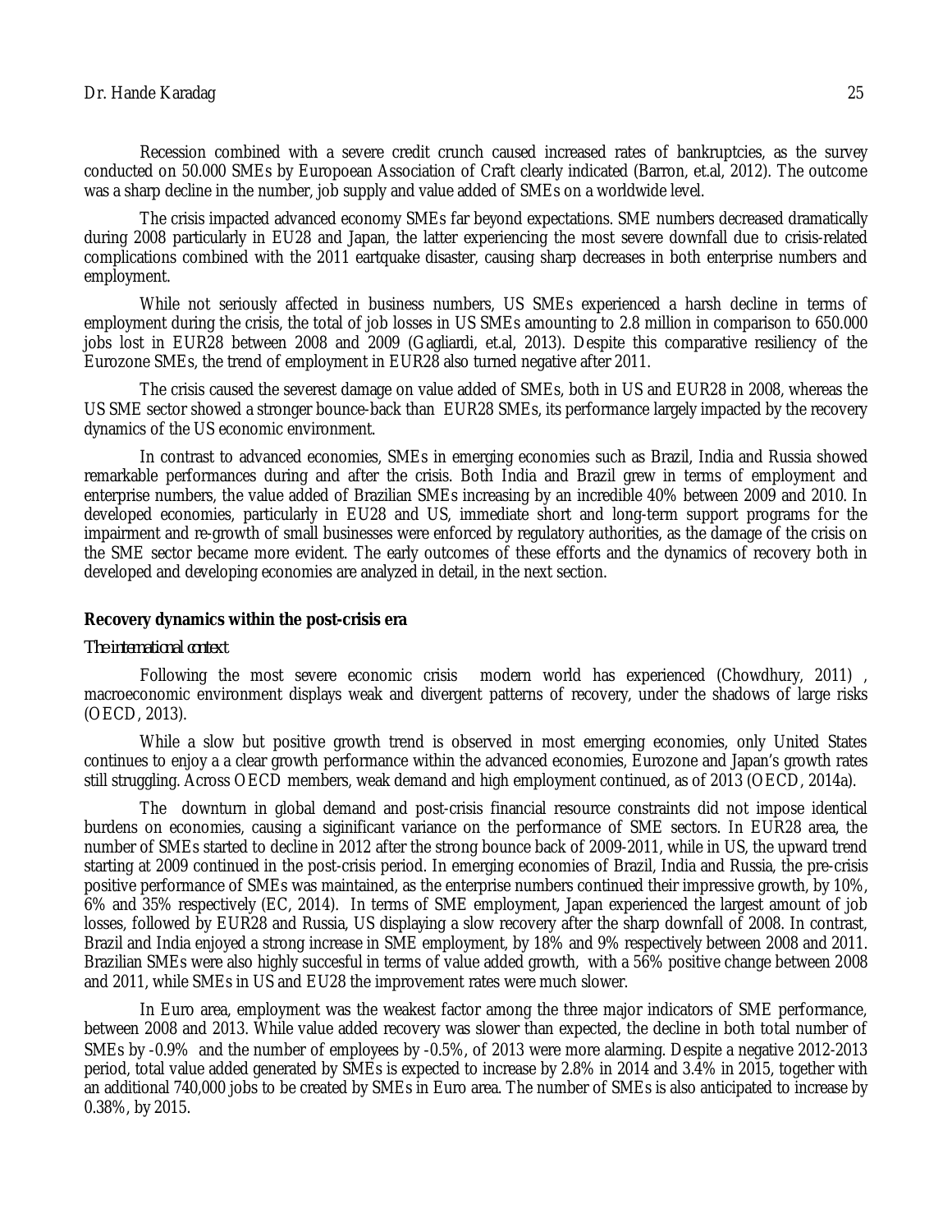Recession combined with a severe credit crunch caused increased rates of bankruptcies, as the survey conducted on 50.000 SMEs by Europoean Association of Craft clearly indicated (Barron, et.al, 2012). The outcome was a sharp decline in the number, job supply and value added of SMEs on a worldwide level.

The crisis impacted advanced economy SMEs far beyond expectations. SME numbers decreased dramatically during 2008 particularly in EU28 and Japan, the latter experiencing the most severe downfall due to crisis-related complications combined with the 2011 eartquake disaster, causing sharp decreases in both enterprise numbers and employment.

While not seriously affected in business numbers, US SMEs experienced a harsh decline in terms of employment during the crisis, the total of job losses in US SMEs amounting to 2.8 million in comparison to 650.000 jobs lost in EUR28 between 2008 and 2009 (Gagliardi, et.al, 2013). Despite this comparative resiliency of the Eurozone SMEs, the trend of employment in EUR28 also turned negative after 2011.

The crisis caused the severest damage on value added of SMEs, both in US and EUR28 in 2008, whereas the US SME sector showed a stronger bounce-back than EUR28 SMEs, its performance largely impacted by the recovery dynamics of the US economic environment.

In contrast to advanced economies, SMEs in emerging economies such as Brazil, India and Russia showed remarkable performances during and after the crisis. Both India and Brazil grew in terms of employment and enterprise numbers, the value added of Brazilian SMEs increasing by an incredible 40% between 2009 and 2010. In developed economies, particularly in EU28 and US, immediate short and long-term support programs for the impairment and re-growth of small businesses were enforced by regulatory authorities, as the damage of the crisis on the SME sector became more evident. The early outcomes of these efforts and the dynamics of recovery both in developed and developing economies are analyzed in detail, in the next section.

## Recovery dynamics within the post-crisis era

### *The international context*

Following the most severe economic crisis modern world has experienced (Chowdhury, 2011) , macroeconomic environment displays weak and divergent patterns of recovery, under the shadows of large risks (OECD, 2013).

While a slow but positive growth trend is observed in most emerging economies, only United States continues to enjoy a a clear growth performance within the advanced economies, Eurozone and Japan's growth rates still struggling. Across OECD members, weak demand and high employment continued, as of 2013 (OECD, 2014a).

The downturn in global demand and post-crisis financial resource constraints did not impose identical burdens on economies, causing a siginificant variance on the performance of SME sectors. In EUR28 area, the number of SMEs started to decline in 2012 after the strong bounce back of 2009-2011, while in US, the upward trend starting at 2009 continued in the post-crisis period. In emerging economies of Brazil, India and Russia, the pre-crisis positive performance of SMEs was maintained, as the enterprise numbers continued their impressive growth, by 10%, 6% and 35% respectively (EC, 2014). In terms of SME employment, Japan experienced the largest amount of job losses, followed by EUR28 and Russia, US displaying a slow recovery after the sharp downfall of 2008. In contrast, Brazil and India enjoyed a strong increase in SME employment, by 18% and 9% respectively between 2008 and 2011. Brazilian SMEs were also highly succesful in terms of value added growth, with a 56% positive change between 2008 and 2011, while SMEs in US and EU28 the improvement rates were much slower.

In Euro area, employment was the weakest factor among the three major indicators of SME performance, between 2008 and 2013. While value added recovery was slower than expected, the decline in both total number of SMEs by -0.9% and the number of employees by -0.5%, of 2013 were more alarming. Despite a negative 2012-2013 period, total value added generated by SMEs is expected to increase by 2.8% in 2014 and 3.4% in 2015, together with an additional 740,000 jobs to be created by SMEs in Euro area. The number of SMEs is also anticipated to increase by 0.38%, by 2015.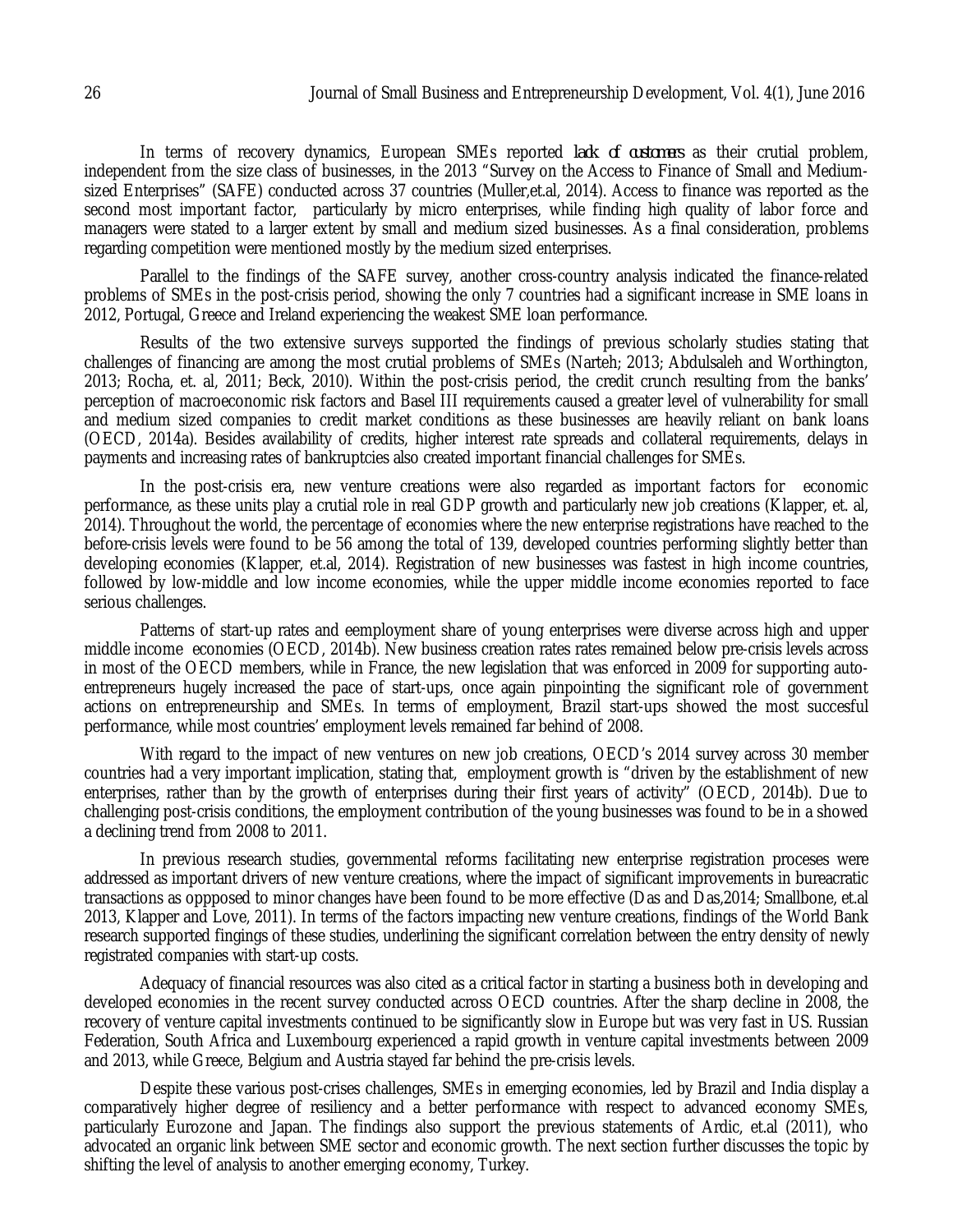In terms of recovery dynamics, European SMEs reported *lack of customers* as their crutial problem, independent from the size class of businesses, in the 2013 "Survey on the Access to Finance of Small and Medium-sized Enterprises" (SAFE) conducted across 37 countries (Muller,et.al, 2014). Access to finance was reported as the second most important factor, particularly by micro enterprises, while finding high quality of labor force and managers were stated to a larger extent by small and medium sized businesses. As a final consideration, problems regarding competition were mentioned mostly by the medium sized enterprises.

Parallel to the findings of the SAFE survey, another cross-country analysis indicated the finance-related problems of SMEs in the post-crisis period, showing the only 7 countries had a significant increase in SME loans in 2012, Portugal, Greece and Ireland experiencing the weakest SME loan performance.

Results of the two extensive surveys supported the findings of previous scholarly studies stating that challenges of financing are among the most crutial problems of SMEs (Narteh; 2013; Abdulsaleh and Worthington, 2013; Rocha, et. al, 2011; Beck, 2010). Within the post-crisis period, the credit crunch resulting from the banks' perception of macroeconomic risk factors and Basel III requirements caused a greater level of vulnerability for small and medium sized companies to credit market conditions as these businesses are heavily reliant on bank loans (OECD, 2014a). Besides availability of credits, higher interest rate spreads and collateral requirements, delays in payments and increasing rates of bankruptcies also created important financial challenges for SMEs.

In the post-crisis era, new venture creations were also regarded as important factors for economic performance, as these units play a crutial role in real GDP growth and particularly new job creations (Klapper, et. al, 2014). Throughout the world, the percentage of economies where the new enterprise registrations have reached to the before-crisis levels were found to be 56 among the total of 139, developed countries performing slightly better than developing economies (Klapper, et.al, 2014). Registration of new businesses was fastest in high income countries, followed by low-middle and low income economies, while the upper middle income economies reported to face serious challenges.

Patterns of start-up rates and eemployment share of young enterprises were diverse across high and upper middle income economies (OECD, 2014b). New business creation rates rates remained below pre-crisis levels across in most of the OECD members, while in France, the new legislation that was enforced in 2009 for supporting auto-entrepreneurs hugely increased the pace of start-ups, once again pinpointing the significant role of government actions on entrepreneurship and SMEs. In terms of employment, Brazil start-ups showed the most succesful performance, while most countries' employment levels remained far behind of 2008.

With regard to the impact of new ventures on new job creations, OECD's 2014 survey across 30 member countries had a very important implication, stating that, employment growth is "driven by the establishment of new enterprises, rather than by the growth of enterprises during their first years of activity" (OECD, 2014b). Due to challenging post-crisis conditions, the employment contribution of the young businesses was found to be in a showed a declining trend from 2008 to 2011.

In previous research studies, governmental reforms facilitating new enterprise registration proceses were addressed as important drivers of new venture creations, where the impact of significant improvements in bureacratic transactions as oppposed to minor changes have been found to be more effective (Das and Das,2014; Smallbone, et.al 2013, Klapper and Love, 2011). In terms of the factors impacting new venture creations, findings of the World Bank research supported fingings of these studies, underlining the significant correlation between the entry density of newly registrated companies with start-up costs.

Adequacy of financial resources was also cited as a critical factor in starting a business both in developing and developed economies in the recent survey conducted across OECD countries. After the sharp decline in 2008, the recovery of venture capital investments continued to be significantly slow in Europe but was very fast in US. Russian Federation, South Africa and Luxembourg experienced a rapid growth in venture capital investments between 2009 and 2013, while Greece, Belgium and Austria stayed far behind the pre-crisis levels.

Despite these various post-crises challenges, SMEs in emerging economies, led by Brazil and India display a comparatively higher degree of resiliency and a better performance with respect to advanced economy SMEs, particularly Eurozone and Japan. The findings also support the previous statements of Ardic, et.al (2011), who advocated an organic link between SME sector and economic growth. The next section further discusses the topic by shifting the level of analysis to another emerging economy, Turkey.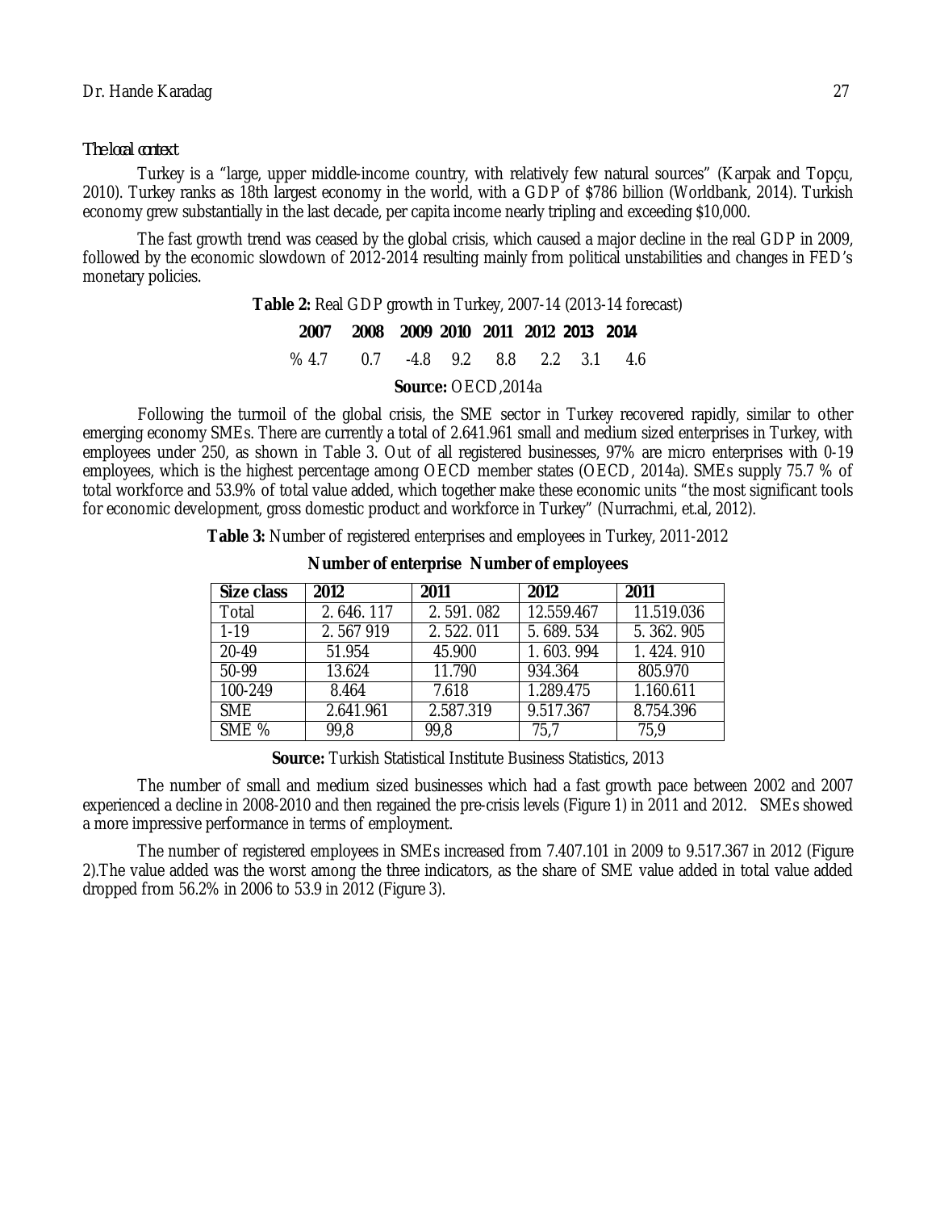*The local context*

Turkey is a "large, upper middle-income country, with relatively few natural sources" (Karpak and Topçu, 2010). Turkey ranks as 18th largest economy in the world, with a GDP of $786 billion (Worldbank, 2014). Turkish economy grew substantially in the last decade, per capita income nearly tripling and exceeding $10,000.

The fast growth trend was ceased by the global crisis, which caused a major decline in the real GDP in 2009, followed by the economic slowdown of 2012-2014 resulting mainly from political unstabilities and changes in FED's monetary policies.

**Table 2:** Real GDP growth in Turkey, 2007-14 (2013-14 forecast)

| | 2007 | 2008 | 2009 | 2010 | 2011 | 2012 | 2013 | 2014 |
|---|---|---|---|---|---|---|---|---|
| % | 4.7 | 0.7 | -4.8 | 9.2 | 8.8 | 2.2 | 3.1 | 4.6 |

**Source:** OECD,2014a

Following the turmoil of the global crisis, the SME sector in Turkey recovered rapidly, similar to other emerging economy SMEs. There are currently a total of 2.641.961 small and medium sized enterprises in Turkey, with employees under 250, as shown in Table 3. Out of all registered businesses, 97% are micro enterprises with 0-19 employees, which is the highest percentage among OECD member states (OECD, 2014a). SMEs supply 75.7 % of total workforce and 53.9% of total value added, which together make these economic units "the most significant tools for economic development, gross domestic product and workforce in Turkey" (Nurrachmi, et.al, 2012).

**Table 3:** Number of registered enterprises and employees in Turkey, 2011-2012

| | Number of enterprise | | Number of employees | |
|---|---|---|---|---|
| **Size class** | **2012** | **2011** | **2012** | **2011** |
| Total | 2. 646. 117 | 2. 591. 082 | 12.559.467 | 11.519.036 |
| 1-19 | 2. 567 919 | 2. 522. 011 | 5. 689. 534 | 5. 362. 905 |
| 20-49 | 51.954 | 45.900 | 1. 603. 994 | 1. 424. 910 |
| 50-99 | 13.624 | 11.790 | 934.364 | 805.970 |
| 100-249 | 8.464 | 7.618 | 1.289.475 | 1.160.611 |
| SME | 2.641.961 | 2.587.319 | 9.517.367 | 8.754.396 |
| SME % | 99,8 | 99,8 | 75,7 | 75,9 |

**Source:** Turkish Statistical Institute Business Statistics, 2013

The number of small and medium sized businesses which had a fast growth pace between 2002 and 2007 experienced a decline in 2008-2010 and then regained the pre-crisis levels (Figure 1) in 2011 and 2012. SMEs showed a more impressive performance in terms of employment.

The number of registered employees in SMEs increased from 7.407.101 in 2009 to 9.517.367 in 2012 (Figure 2).The value added was the worst among the three indicators, as the share of SME value added in total value added dropped from 56.2% in 2006 to 53.9 in 2012 (Figure 3).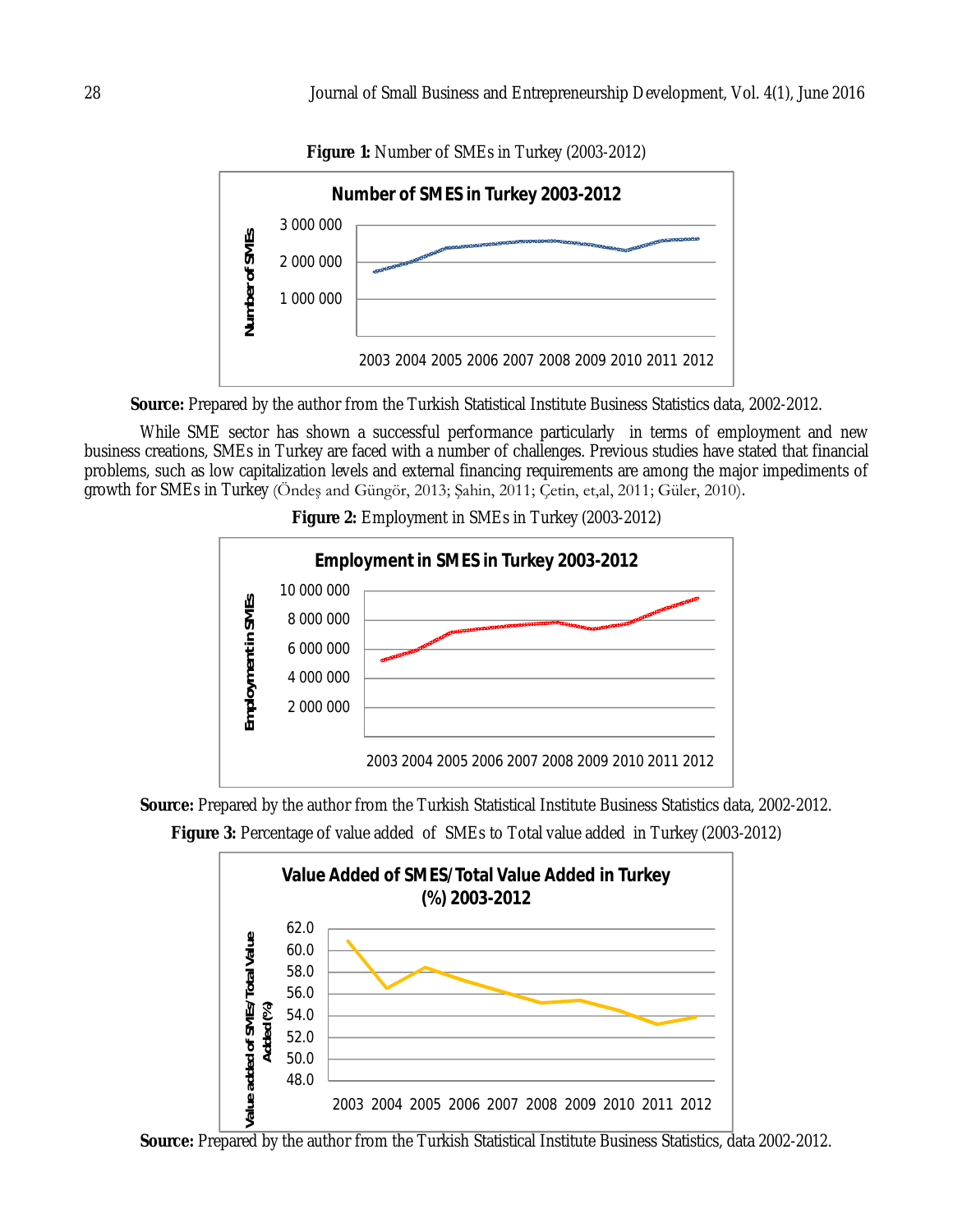**Figure 1:** Number of SMEs in Turkey (2003-2012)

**Source:** Prepared by the author from the Turkish Statistical Institute Business Statistics data, 2002-2012.

While SME sector has shown a successful performance particularly in terms of employment and new business creations, SMEs in Turkey are faced with a number of challenges. Previous studies have stated that financial problems, such as low capitalization levels and external financing requirements are among the major impediments of growth for SMEs in Turkey (Öndeş and Güngör, 2013; Şahin, 2011; Çetin, et,al, 2011; Güler, 2010).

**Figure 2:** Employment in SMEs in Turkey (2003-2012)

**Source:** Prepared by the author from the Turkish Statistical Institute Business Statistics data, 2002-2012.

**Figure 3:** Percentage of value added of SMEs to Total value added in Turkey (2003-2012)

**Source:** Prepared by the author from the Turkish Statistical Institute Business Statistics, data 2002-2012.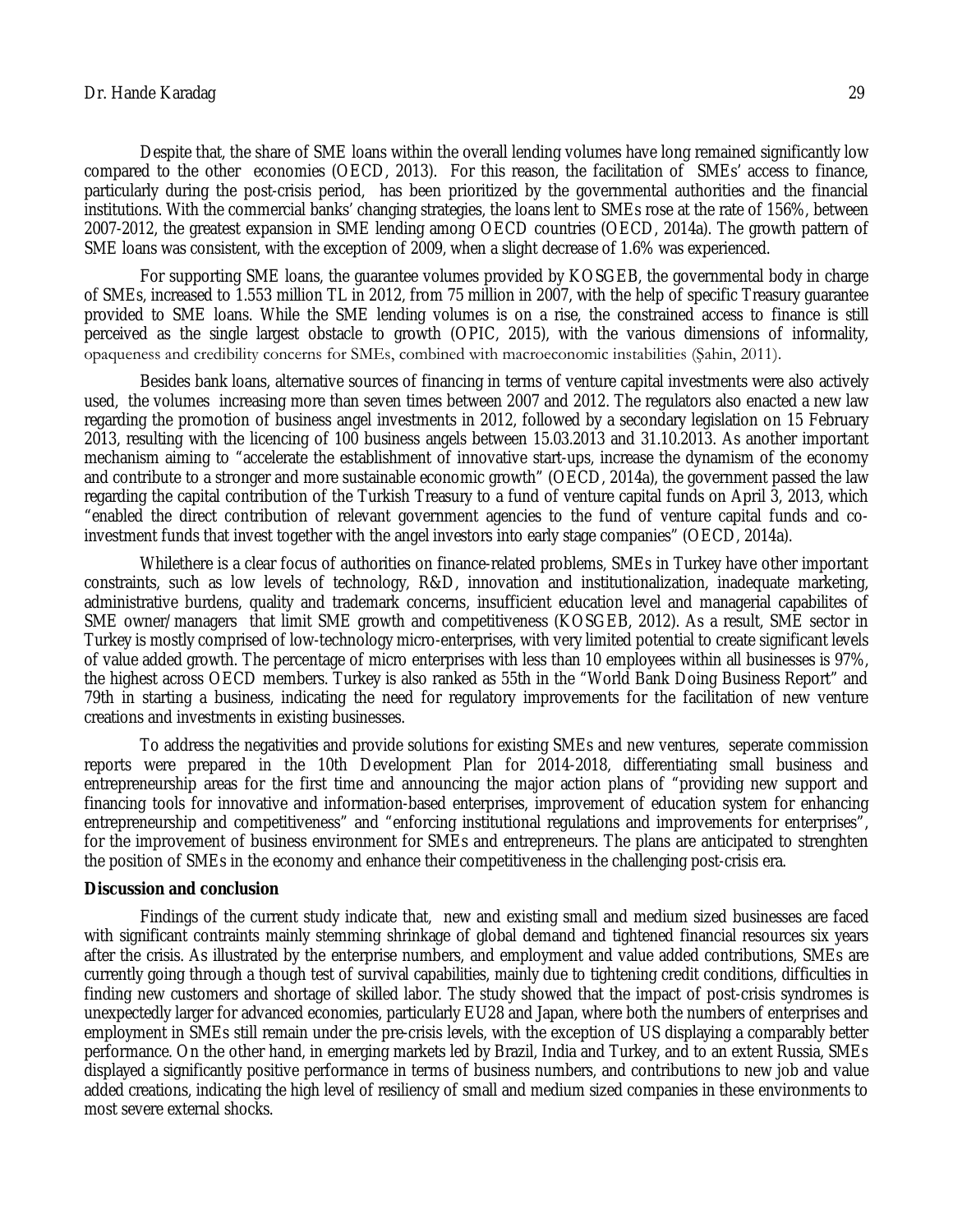Despite that, the share of SME loans within the overall lending volumes have long remained significantly low compared to the other economies (OECD, 2013). For this reason, the facilitation of SMEs' access to finance, particularly during the post-crisis period, has been prioritized by the governmental authorities and the financial institutions. With the commercial banks' changing strategies, the loans lent to SMEs rose at the rate of 156%, between 2007-2012, the greatest expansion in SME lending among OECD countries (OECD, 2014a). The growth pattern of SME loans was consistent, with the exception of 2009, when a slight decrease of 1.6% was experienced.

For supporting SME loans, the guarantee volumes provided by KOSGEB, the governmental body in charge of SMEs, increased to 1.553 million TL in 2012, from 75 million in 2007, with the help of specific Treasury guarantee provided to SME loans. While the SME lending volumes is on a rise, the constrained access to finance is still perceived as the single largest obstacle to growth (OPIC, 2015), with the various dimensions of informality, opaqueness and credibility concerns for SMEs, combined with macroeconomic instabilities (Şahin, 2011).

Besides bank loans, alternative sources of financing in terms of venture capital investments were also actively used, the volumes increasing more than seven times between 2007 and 2012. The regulators also enacted a new law regarding the promotion of business angel investments in 2012, followed by a secondary legislation on 15 February 2013, resulting with the licencing of 100 business angels between 15.03.2013 and 31.10.2013. As another important mechanism aiming to "accelerate the establishment of innovative start-ups, increase the dynamism of the economy and contribute to a stronger and more sustainable economic growth" (OECD, 2014a), the government passed the law regarding the capital contribution of the Turkish Treasury to a fund of venture capital funds on April 3, 2013, which "enabled the direct contribution of relevant government agencies to the fund of venture capital funds and co-investment funds that invest together with the angel investors into early stage companies" (OECD, 2014a).

Whilethere is a clear focus of authorities on finance-related problems, SMEs in Turkey have other important constraints, such as low levels of technology, R&D, innovation and institutionalization, inadequate marketing, administrative burdens, quality and trademark concerns, insufficient education level and managerial capabilites of SME owner/managers that limit SME growth and competitiveness (KOSGEB, 2012). As a result, SME sector in Turkey is mostly comprised of low-technology micro-enterprises, with very limited potential to create significant levels of value added growth. The percentage of micro enterprises with less than 10 employees within all businesses is 97%, the highest across OECD members. Turkey is also ranked as 55th in the "World Bank Doing Business Report" and 79th in starting a business, indicating the need for regulatory improvements for the facilitation of new venture creations and investments in existing businesses.

To address the negativities and provide solutions for existing SMEs and new ventures, seperate commission reports were prepared in the 10th Development Plan for 2014-2018, differentiating small business and entrepreneurship areas for the first time and announcing the major action plans of "providing new support and financing tools for innovative and information-based enterprises, improvement of education system for enhancing entrepreneurship and competitiveness" and "enforcing institutional regulations and improvements for enterprises", for the improvement of business environment for SMEs and entrepreneurs. The plans are anticipated to strenghten the position of SMEs in the economy and enhance their competitiveness in the challenging post-crisis era.

## Discussion and conclusion

Findings of the current study indicate that, new and existing small and medium sized businesses are faced with significant contraints mainly stemming shrinkage of global demand and tightened financial resources six years after the crisis. As illustrated by the enterprise numbers, and employment and value added contributions, SMEs are currently going through a though test of survival capabilities, mainly due to tightening credit conditions, difficulties in finding new customers and shortage of skilled labor. The study showed that the impact of post-crisis syndromes is unexpectedly larger for advanced economies, particularly EU28 and Japan, where both the numbers of enterprises and employment in SMEs still remain under the pre-crisis levels, with the exception of US displaying a comparably better performance. On the other hand, in emerging markets led by Brazil, India and Turkey, and to an extent Russia, SMEs displayed a significantly positive performance in terms of business numbers, and contributions to new job and value added creations, indicating the high level of resiliency of small and medium sized companies in these environments to most severe external shocks.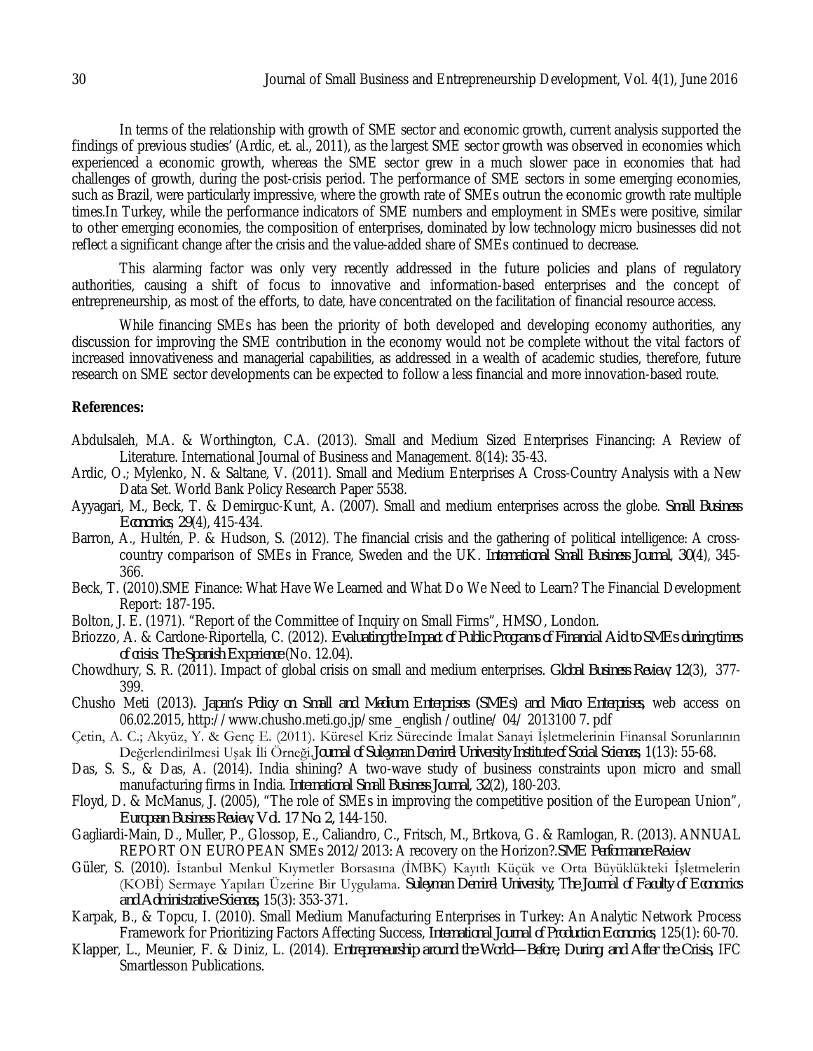In terms of the relationship with growth of SME sector and economic growth, current analysis supported the findings of previous studies' (Ardic, et. al., 2011), as the largest SME sector growth was observed in economies which experienced a economic growth, whereas the SME sector grew in a much slower pace in economies that had challenges of growth, during the post-crisis period. The performance of SME sectors in some emerging economies, such as Brazil, were particularly impressive, where the growth rate of SMEs outrun the economic growth rate multiple times.In Turkey, while the performance indicators of SME numbers and employment in SMEs were positive, similar to other emerging economies, the composition of enterprises, dominated by low technology micro businesses did not reflect a significant change after the crisis and the value-added share of SMEs continued to decrease.

This alarming factor was only very recently addressed in the future policies and plans of regulatory authorities, causing a shift of focus to innovative and information-based enterprises and the concept of entrepreneurship, as most of the efforts, to date, have concentrated on the facilitation of financial resource access.

While financing SMEs has been the priority of both developed and developing economy authorities, any discussion for improving the SME contribution in the economy would not be complete without the vital factors of increased innovativeness and managerial capabilities, as addressed in a wealth of academic studies, therefore, future research on SME sector developments can be expected to follow a less financial and more innovation-based route.

**References:**

Abdulsaleh, M.A. & Worthington, C.A. (2013). Small and Medium Sized Enterprises Financing: A Review of Literature. International Journal of Business and Management. 8(14): 35-43.

Ardic, O.; Mylenko, N. & Saltane, V. (2011). Small and Medium Enterprises A Cross-Country Analysis with a New Data Set. World Bank Policy Research Paper 5538.

Ayyagari, M., Beck, T. & Demirguc-Kunt, A. (2007). Small and medium enterprises across the globe. *Small Business Economics*, *29*(4), 415-434.

Barron, A., Hultén, P. & Hudson, S. (2012). The financial crisis and the gathering of political intelligence: A cross-country comparison of SMEs in France, Sweden and the UK. *International Small Business Journal*, *30*(4), 345-366.

Beck, T. (2010).SME Finance: What Have We Learned and What Do We Need to Learn? The Financial Development Report: 187-195.

Bolton, J. E. (1971). "Report of the Committee of Inquiry on Small Firms", HMSO, London.

Briozzo, A. & Cardone-Riportella, C. (2012). *Evaluating the Impact of Public Programs of Financial Aid to SMEs during times of crisis: The Spanish Experience* (No. 12.04).

Chowdhury, S. R. (2011). Impact of global crisis on small and medium enterprises. *Global Business Review*, *12*(3), 377-399.

Chusho Meti (2013). *Japan's Policy on Small and Medium Enterprises (SMEs) and Micro Enterprises,* web access on 06.02.2015, http://www.chusho.meti.go.jp/sme _english /outline/ 04/ 2013100 7. pdf

Çetin, A. C.; Akyüz, Y. & Genç E. (2011). Küresel Kriz Sürecinde İmalat Sanayi İşletmelerinin Finansal Sorunlarının Değerlendirilmesi Uşak İli Örneği.*Journal of Suleyman Demirel University Institute of Social Sciences*, 1(13): 55-68.

Das, S. S., & Das, A. (2014). India shining? A two-wave study of business constraints upon micro and small manufacturing firms in India. *International Small Business Journal*, *32*(2), 180-203.

Floyd, D. & McManus, J. (2005), "The role of SMEs in improving the competitive position of the European Union", *European Business Review, Vol. 17 No. 2*, 144-150.

Gagliardi-Main, D., Muller, P., Glossop, E., Caliandro, C., Fritsch, M., Brtkova, G. & Ramlogan, R. (2013). ANNUAL REPORT ON EUROPEAN SMEs 2012/2013: A recovery on the Horizon?.*SME Performance Review*.

Güler, S. (2010). İstanbul Menkul Kıymetler Borsasına (İMBK) Kayıtlı Küçük ve Orta Büyüklükteki İşletmelerin (KOBİ) Sermaye Yapıları Üzerine Bir Uygulama. *Suleyman Demirel University, The Journal of Faculty of Economics and Administrative Sciences*, 15(3): 353-371.

Karpak, B., & Topcu, I. (2010). Small Medium Manufacturing Enterprises in Turkey: An Analytic Network Process Framework for Prioritizing Factors Affecting Success, *International Journal of Production Economics*, 125(1): 60-70.

Klapper, L., Meunier, F. & Diniz, L. (2014). *Entrepreneurship around the World—Before, During, and After the Crisis*, IFC Smartlesson Publications.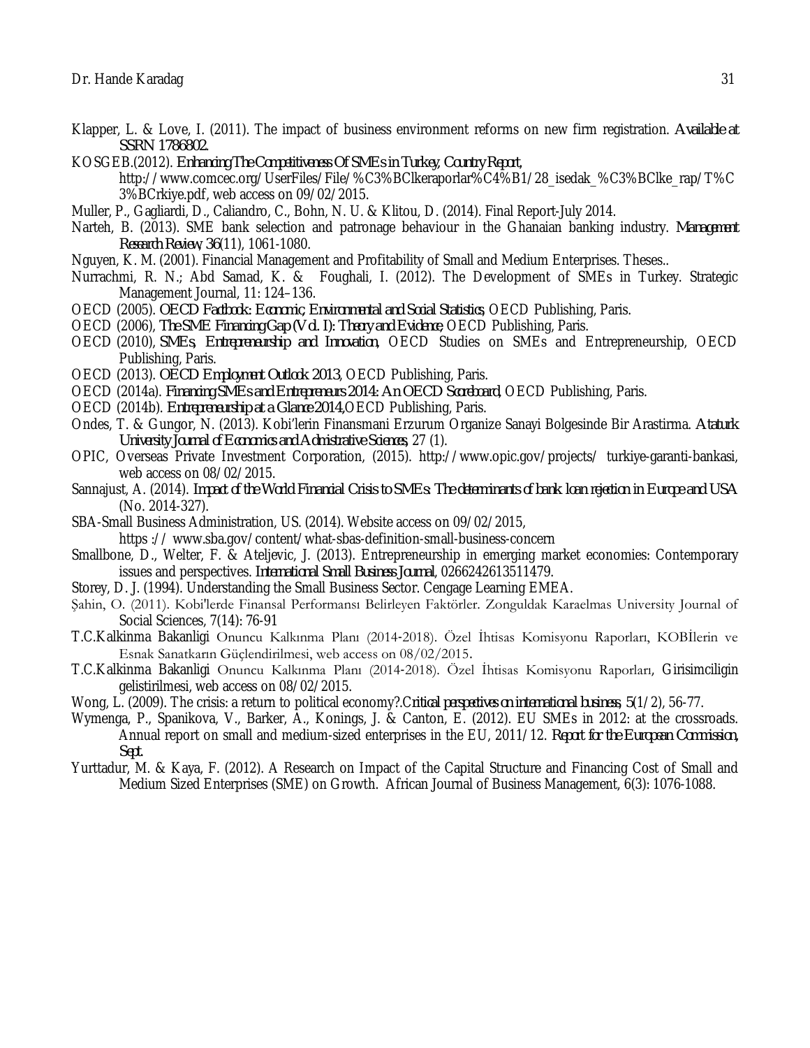Klapper, L. & Love, I. (2011). The impact of business environment reforms on new firm registration. *Available at SSRN 1786802.*

KOSGEB.(2012). *Enhancing The Competitiveness Of SMEs in Turkey, Country Report*, http://www.comcec.org/UserFiles/File/%C3%BClkeraporlar%C4%B1/28_isedak_%C3%BClke_rap/T%C3%BCrkiye.pdf, web access on 09/02/2015.

Muller, P., Gagliardi, D., Caliandro, C., Bohn, N. U. & Klitou, D. (2014). Final Report-July 2014.

Narteh, B. (2013). SME bank selection and patronage behaviour in the Ghanaian banking industry. *Management Research Review*, *36*(11), 1061-1080.

Nguyen, K. M. (2001). Financial Management and Profitability of Small and Medium Enterprises. Theses..

Nurrachmi, R. N.; Abd Samad, K. & Foughali, I. (2012). The Development of SMEs in Turkey. Strategic Management Journal, 11: 124–136.

OECD (2005). *OECD Factbook: Economic, Environmental and Social Statistics*, OECD Publishing, Paris.

OECD (2006), *The SME Financing Gap (Vol. I): Theory and Evidence*, OECD Publishing, Paris.

OECD (2010), *SMEs, Entrepreneurship and Innovation*, OECD Studies on SMEs and Entrepreneurship, OECD Publishing, Paris.

OECD (2013). *OECD Employment Outlook 2013*, OECD Publishing, Paris.

OECD (2014a). *Financing SMEs and Entrepreneurs 2014: An OECD Scoreboard*, OECD Publishing, Paris.

OECD (2014b). *Entrepreneurship at a Glance 2014*,OECD Publishing, Paris.

Ondes, T. & Gungor, N. (2013). Kobi'lerin Finansmani Erzurum Organize Sanayi Bolgesinde Bir Arastirma. *Ataturk University Journal of Economics and Admistrative Sciences*, 27 (1).

OPIC, Overseas Private Investment Corporation, (2015). http://www.opic.gov/projects/ turkiye-garanti-bankasi, web access on 08/02/2015.

Sannajust, A. (2014). *Impact of the World Financial Crisis to SMEs: The determinants of bank loan rejection in Europe and USA* (No. 2014-327).

SBA-Small Business Administration, US. (2014). Website access on 09/02/2015, https :// www.sba.gov/content/what-sbas-definition-small-business-concern

Smallbone, D., Welter, F. & Ateljevic, J. (2013). Entrepreneurship in emerging market economies: Contemporary issues and perspectives. *International Small Business Journal*, 0266242613511479.

Storey, D. J. (1994). Understanding the Small Business Sector. Cengage Learning EMEA.

Şahin, O. (2011). Kobi'lerde Finansal Performansı Belirleyen Faktörler. Zonguldak Karaelmas University Journal of Social Sciences, 7(14): 76-91

T.C.Kalkinma Bakanligi Onuncu Kalkınma Planı (2014-2018). Özel İhtisas Komisyonu Raporları, KOBİlerin ve Esnak Sanatkarın Güçlendirilmesi, web access on 08/02/2015.

T.C.Kalkinma Bakanligi Onuncu Kalkınma Planı (2014-2018). Özel İhtisas Komisyonu Raporları, Girisimciligin gelistirilmesi, web access on 08/02/2015.

Wong, L. (2009). The crisis: a return to political economy?.*Critical perspectives on international business*, *5*(1/2), 56-77.

Wymenga, P., Spanikova, V., Barker, A., Konings, J. & Canton, E. (2012). EU SMEs in 2012: at the crossroads. Annual report on small and medium-sized enterprises in the EU, 2011/12. *Report for the European Commission, Sept.*

Yurttadur, M. & Kaya, F. (2012). A Research on Impact of the Capital Structure and Financing Cost of Small and Medium Sized Enterprises (SME) on Growth. African Journal of Business Management, 6(3): 1076-1088.